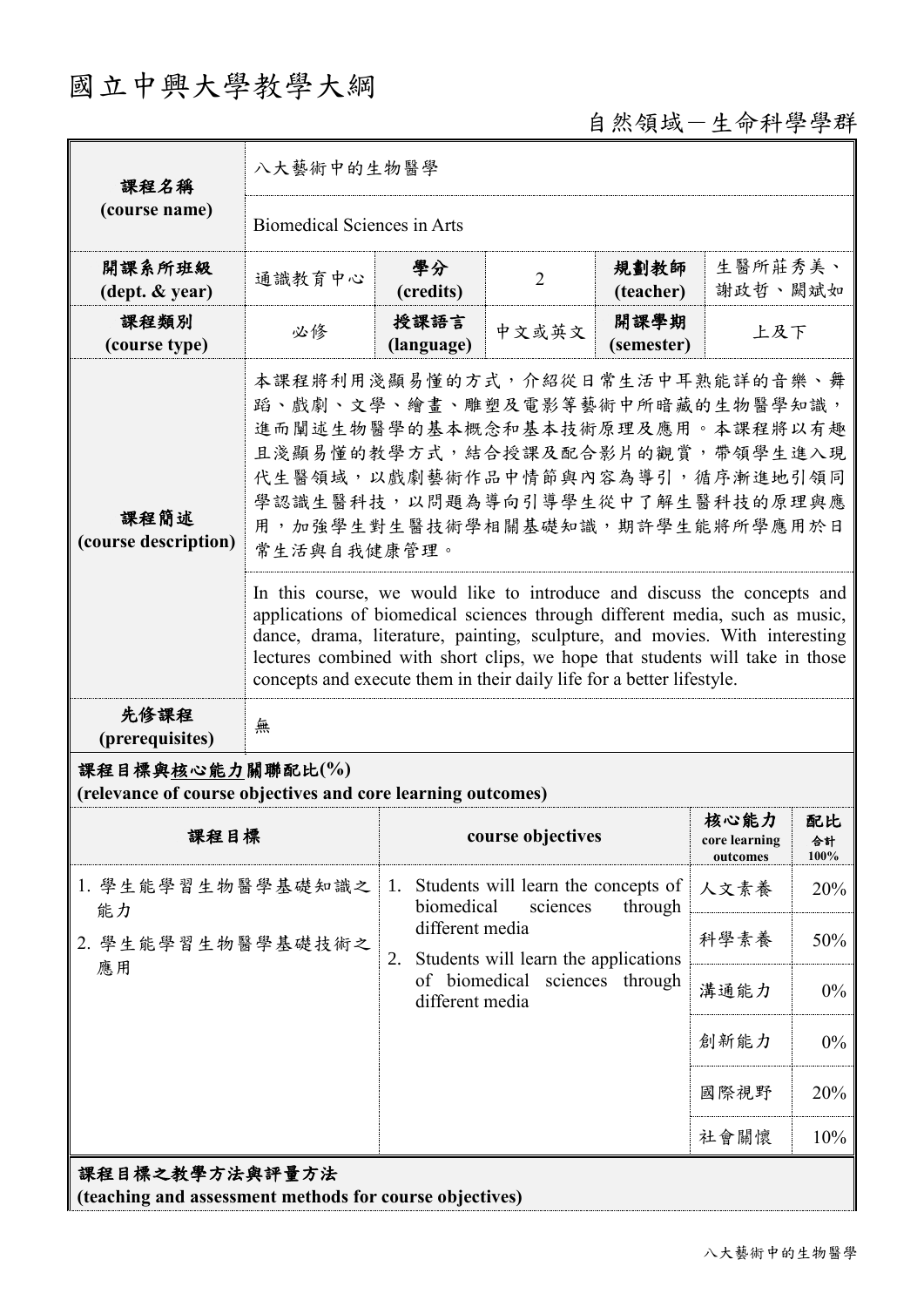# 國立中興大學教學大綱

自然領域－生命科學學群

| 課程名稱 (course name) | 八大藝術中的生物醫學 | | | | |
|---|---|---|---|---|---|
| | Biomedical Sciences in Arts | | | | |
| 開課系所班級 (dept. & year) | 通識教育中心 | 學分 (credits) | 2 | 規劃教師 (teacher) | 生醫所莊秀美、謝政哲、闕斌如 |
| 課程類別 (course type) | 必修 | 授課語言 (language) | 中文或英文 | 開課學期 (semester) | 上及下 |
| 課程簡述 (course description) | 本課程將利用淺顯易懂的方式，介紹從日常生活中耳熟能詳的音樂、舞蹈、戲劇、文學、繪畫、雕塑及電影等藝術中所暗藏的生物醫學知識，進而闡述生物醫學的基本概念和基本技術原理及應用。本課程將以有趣且淺顯易懂的教學方式，結合授課及配合影片的觀賞，帶領學生進入現代生醫領域，以戲劇藝術作品中情節與內容為導引，循序漸進地引領同學認識生醫科技，以問題為導向引導學生從中了解生醫科技的原理與應用，加強學生對生醫技術學相關基礎知識，期許學生能將所學應用於日常生活與自我健康管理。 | | | | |
| | In this course, we would like to introduce and discuss the concepts and applications of biomedical sciences through different media, such as music, dance, drama, literature, painting, sculpture, and movies. With interesting lectures combined with short clips, we hope that students will take in those concepts and execute them in their daily life for a better lifestyle. | | | | |
| 先修課程 (prerequisites) | 無 | | | | |

**課程目標與核心能力關聯配比(%)**
**(relevance of course objectives and core learning outcomes)**

| 課程目標 | course objectives | 核心能力 core learning outcomes | 配比 合計 100% |
|---|---|---|---|
| 1. 學生能學習生物醫學基礎知識之能力<br>2. 學生能學習生物醫學基礎技術之應用 | 1. Students will learn the concepts of biomedical sciences through different media<br>2. Students will learn the applications of biomedical sciences through different media | 人文素養 | 20% |
| | | 科學素養 | 50% |
| | | 溝通能力 | 0% |
| | | 創新能力 | 0% |
| | | 國際視野 | 20% |
| | | 社會關懷 | 10% |

**課程目標之教學方法與評量方法**
**(teaching and assessment methods for course objectives)**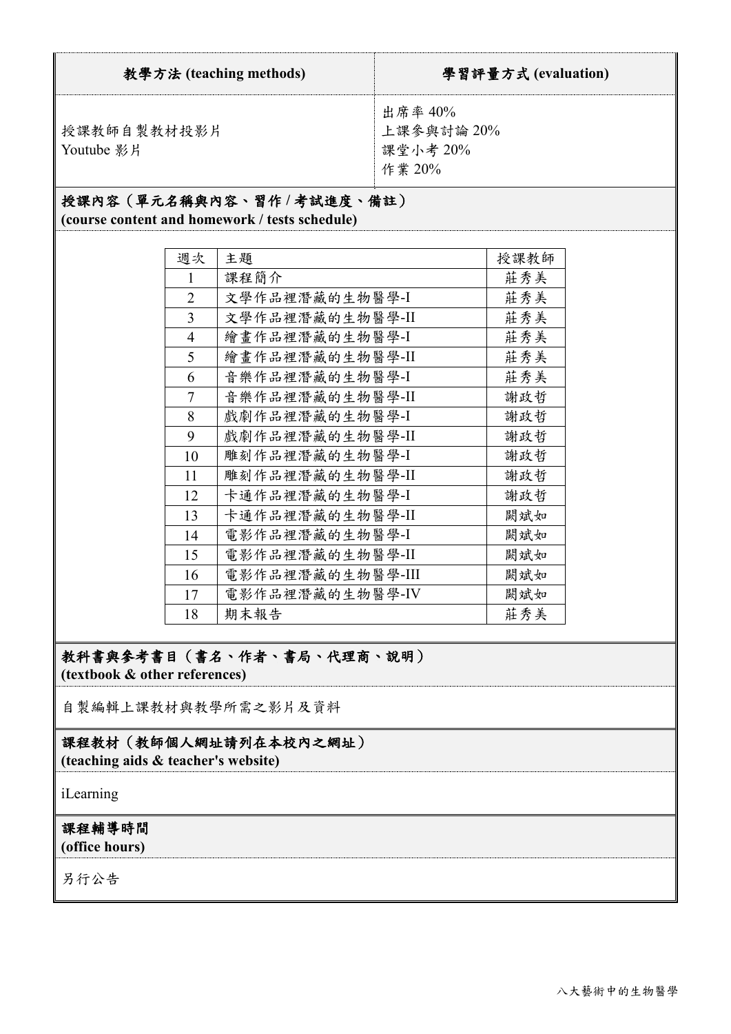| 教學方法 (teaching methods) | 學習評量方式 (evaluation) |
| --- | --- |
| 授課教師自製教材投影片<br>Youtube 影片 | 出席率 40%<br>上課參與討論 20%<br>課堂小考 20%<br>作業 20% |

## 授課內容（單元名稱與內容、習作 / 考試進度、備註）
**(course content and homework / tests schedule)**

| 週次 | 主題 | 授課教師 |
| --- | --- | --- |
| 1 | 課程簡介 | 莊秀美 |
| 2 | 文學作品裡潛藏的生物醫學-I | 莊秀美 |
| 3 | 文學作品裡潛藏的生物醫學-II | 莊秀美 |
| 4 | 繪畫作品裡潛藏的生物醫學-I | 莊秀美 |
| 5 | 繪畫作品裡潛藏的生物醫學-II | 莊秀美 |
| 6 | 音樂作品裡潛藏的生物醫學-I | 莊秀美 |
| 7 | 音樂作品裡潛藏的生物醫學-II | 謝政哲 |
| 8 | 戲劇作品裡潛藏的生物醫學-I | 謝政哲 |
| 9 | 戲劇作品裡潛藏的生物醫學-II | 謝政哲 |
| 10 | 雕刻作品裡潛藏的生物醫學-I | 謝政哲 |
| 11 | 雕刻作品裡潛藏的生物醫學-II | 謝政哲 |
| 12 | 卡通作品裡潛藏的生物醫學-I | 謝政哲 |
| 13 | 卡通作品裡潛藏的生物醫學-II | 闕斌如 |
| 14 | 電影作品裡潛藏的生物醫學-I | 闕斌如 |
| 15 | 電影作品裡潛藏的生物醫學-II | 闕斌如 |
| 16 | 電影作品裡潛藏的生物醫學-III | 闕斌如 |
| 17 | 電影作品裡潛藏的生物醫學-IV | 闕斌如 |
| 18 | 期末報告 | 莊秀美 |

## 教科書與參考書目（書名、作者、書局、代理商、說明）
**(textbook & other references)**

自製編輯上課教材與教學所需之影片及資料

## 課程教材（教師個人網址請列在本校內之網址）
**(teaching aids & teacher's website)**

iLearning

## 課程輔導時間
**(office hours)**

另行公告